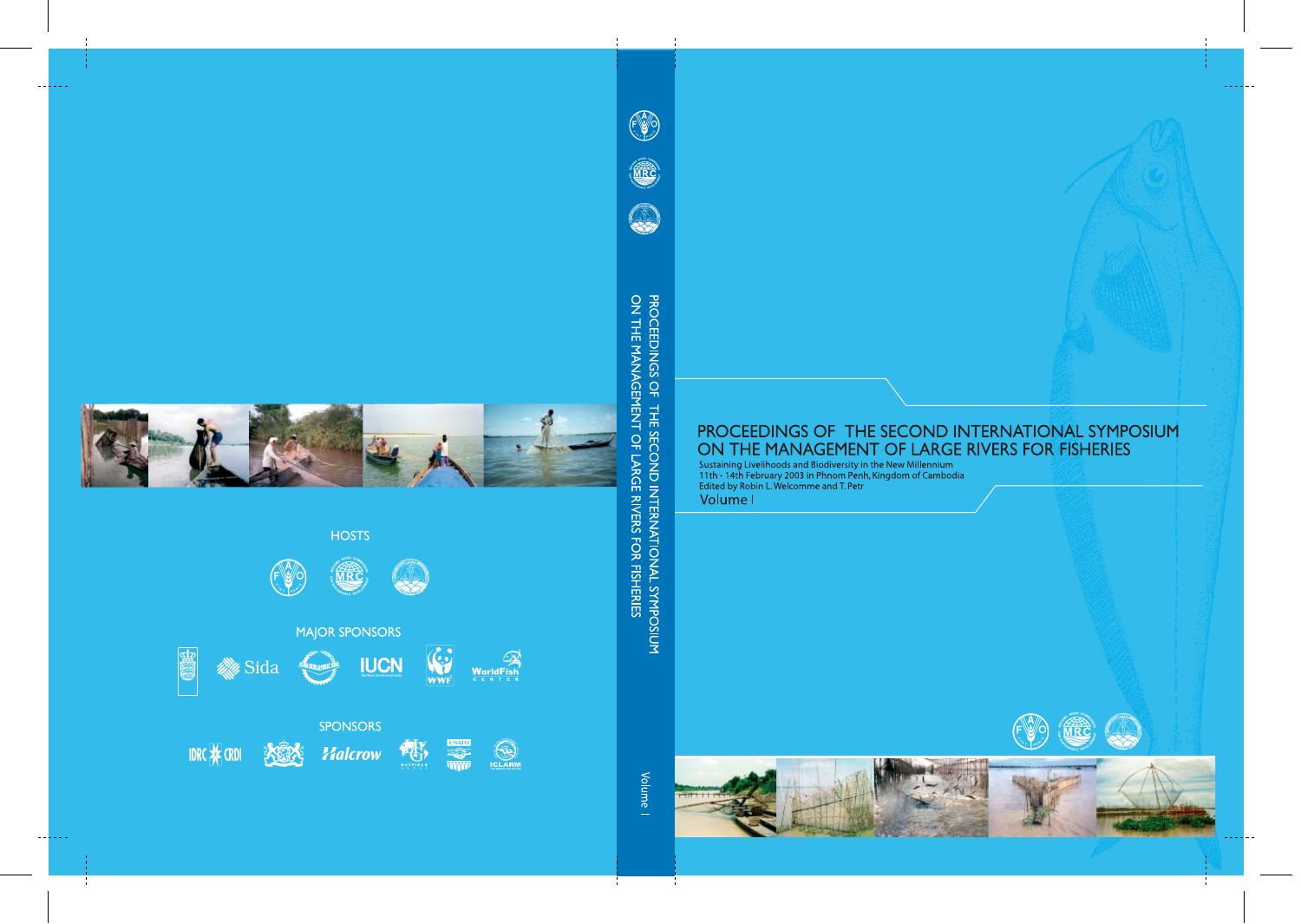# PROCEEDINGS OF THE SECOND INTERNATIONAL SYMPOSIUM ON THE MANAGEMENT OF LARGE RIVERS FOR FISHERIES

Sustaining Livelihoods and Biodiversity in the New Millennium

11th - 14th February 2003 in Phnom Penh, Kingdom of Cambodia

Edited by Robin L. Welcomme and T. Petr

Volume I

PROCEEDINGS OF THE SECOND INTERNATIONAL SYMPOSIUM ON THE MANAGEMENT OF LARGE RIVERS FOR FISHERIES

Volume I

HOSTS

MAJOR SPONSORS

Sida

IUCN

WWF

WorldFish CENTER

SPONSORS

IDRC CRDI

Halcrow

USAID

ICLARM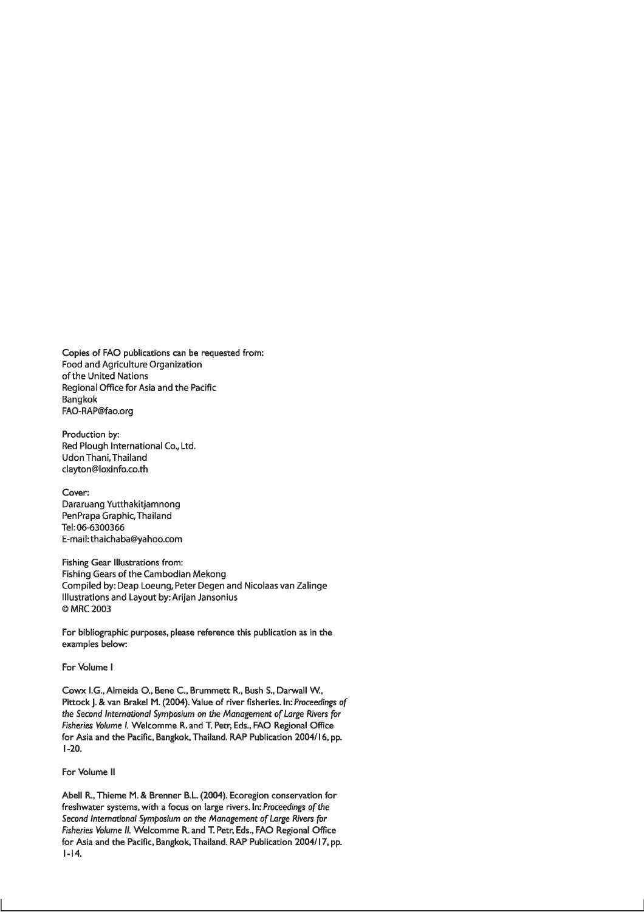Copies of FAO publications can be requested from:
Food and Agriculture Organization
of the United Nations
Regional Office for Asia and the Pacific
Bangkok
FAO-RAP@fao.org

Production by:
Red Plough International Co., Ltd.
Udon Thani, Thailand
clayton@loxinfo.co.th

Cover:
Dararuang Yutthakitjamnong
PenPrapa Graphic, Thailand
Tel: 06-6300366
E-mail: thaichaba@yahoo.com

Fishing Gear Illustrations from:
Fishing Gears of the Cambodian Mekong
Compiled by: Deap Loeung, Peter Degen and Nicolaas van Zalinge
Illustrations and Layout by: Arijan Jansonius
© MRC 2003

For bibliographic purposes, please reference this publication as in the examples below:

For Volume I

Cowx I.G., Almeida O., Bene C., Brummett R., Bush S., Darwall W., Pittock J. & van Brakel M. (2004). Value of river fisheries. In: *Proceedings of the Second International Symposium on the Management of Large Rivers for Fisheries Volume I.* Welcomme R. and T. Petr, Eds., FAO Regional Office for Asia and the Pacific, Bangkok, Thailand. RAP Publication 2004/16, pp. 1-20.

For Volume II

Abell R., Thieme M. & Brenner B.L. (2004). Ecoregion conservation for freshwater systems, with a focus on large rivers. In: *Proceedings of the Second International Symposium on the Management of Large Rivers for Fisheries Volume II.* Welcomme R. and T. Petr, Eds., FAO Regional Office for Asia and the Pacific, Bangkok, Thailand. RAP Publication 2004/17, pp. 1-14.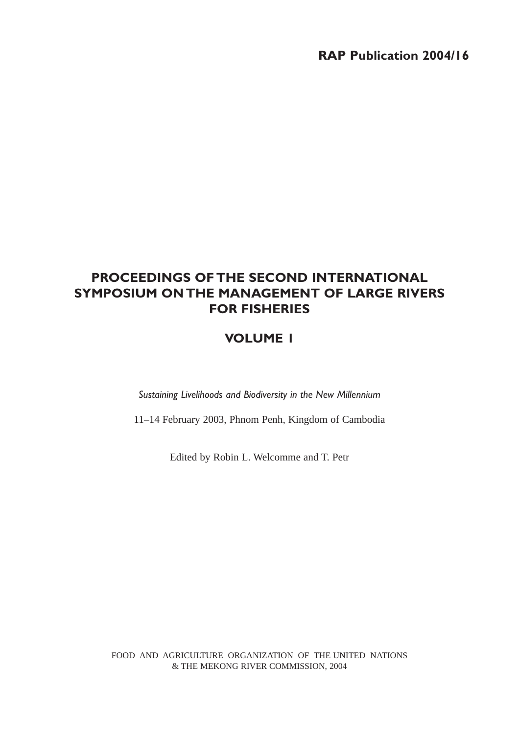**RAP Publication 2004/16**

# PROCEEDINGS OF THE SECOND INTERNATIONAL SYMPOSIUM ON THE MANAGEMENT OF LARGE RIVERS FOR FISHERIES

## VOLUME 1

*Sustaining Livelihoods and Biodiversity in the New Millennium*

11–14 February 2003, Phnom Penh, Kingdom of Cambodia

Edited by Robin L. Welcomme and T. Petr

FOOD AND AGRICULTURE ORGANIZATION OF THE UNITED NATIONS
& THE MEKONG RIVER COMMISSION, 2004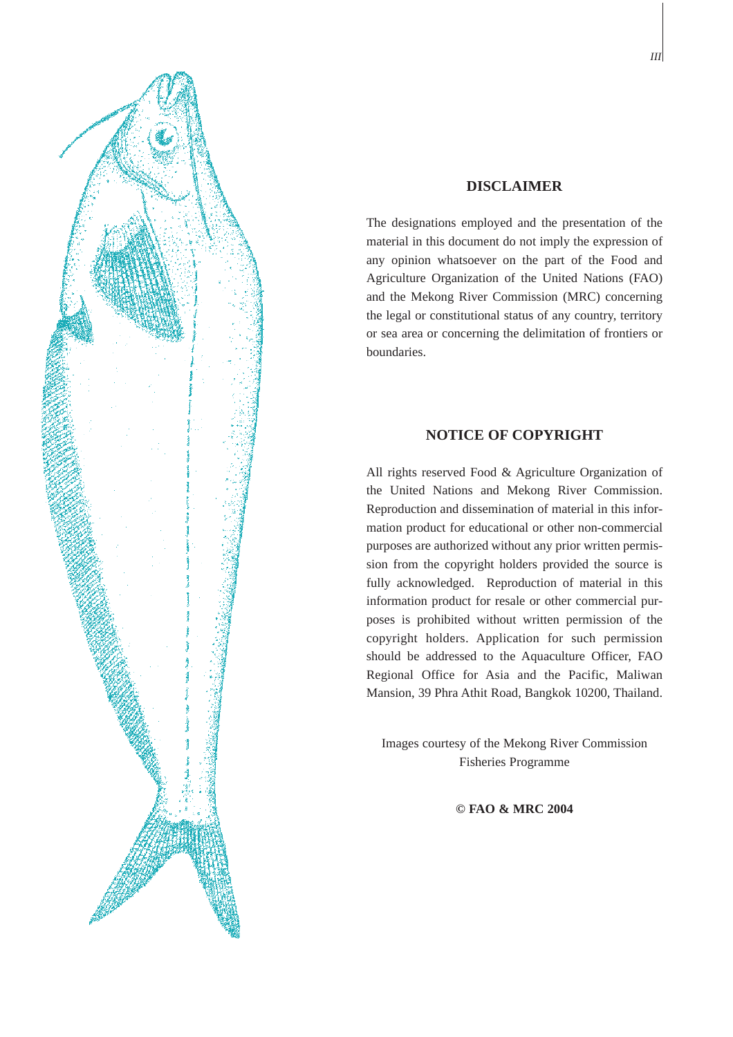## DISCLAIMER

The designations employed and the presentation of the material in this document do not imply the expression of any opinion whatsoever on the part of the Food and Agriculture Organization of the United Nations (FAO) and the Mekong River Commission (MRC) concerning the legal or constitutional status of any country, territory or sea area or concerning the delimitation of frontiers or boundaries.

## NOTICE OF COPYRIGHT

All rights reserved Food & Agriculture Organization of the United Nations and Mekong River Commission. Reproduction and dissemination of material in this information product for educational or other non-commercial purposes are authorized without any prior written permission from the copyright holders provided the source is fully acknowledged. Reproduction of material in this information product for resale or other commercial purposes is prohibited without written permission of the copyright holders. Application for such permission should be addressed to the Aquaculture Officer, FAO Regional Office for Asia and the Pacific, Maliwan Mansion, 39 Phra Athit Road, Bangkok 10200, Thailand.

Images courtesy of the Mekong River Commission Fisheries Programme

**© FAO & MRC 2004**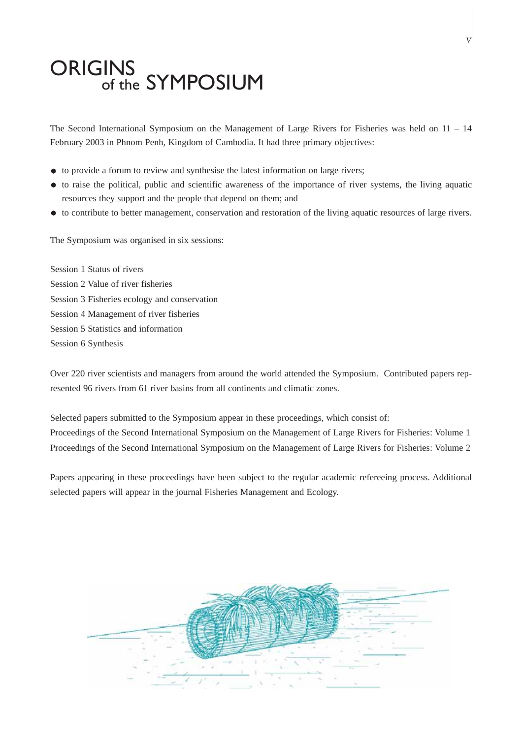# ORIGINS of the SYMPOSIUM

The Second International Symposium on the Management of Large Rivers for Fisheries was held on 11 – 14 February 2003 in Phnom Penh, Kingdom of Cambodia. It had three primary objectives:

- to provide a forum to review and synthesise the latest information on large rivers;
- to raise the political, public and scientific awareness of the importance of river systems, the living aquatic resources they support and the people that depend on them; and
- to contribute to better management, conservation and restoration of the living aquatic resources of large rivers.

The Symposium was organised in six sessions:

Session 1 Status of rivers
Session 2 Value of river fisheries
Session 3 Fisheries ecology and conservation
Session 4 Management of river fisheries
Session 5 Statistics and information
Session 6 Synthesis

Over 220 river scientists and managers from around the world attended the Symposium. Contributed papers represented 96 rivers from 61 river basins from all continents and climatic zones.

Selected papers submitted to the Symposium appear in these proceedings, which consist of:
Proceedings of the Second International Symposium on the Management of Large Rivers for Fisheries: Volume 1
Proceedings of the Second International Symposium on the Management of Large Rivers for Fisheries: Volume 2

Papers appearing in these proceedings have been subject to the regular academic refereeing process. Additional selected papers will appear in the journal Fisheries Management and Ecology.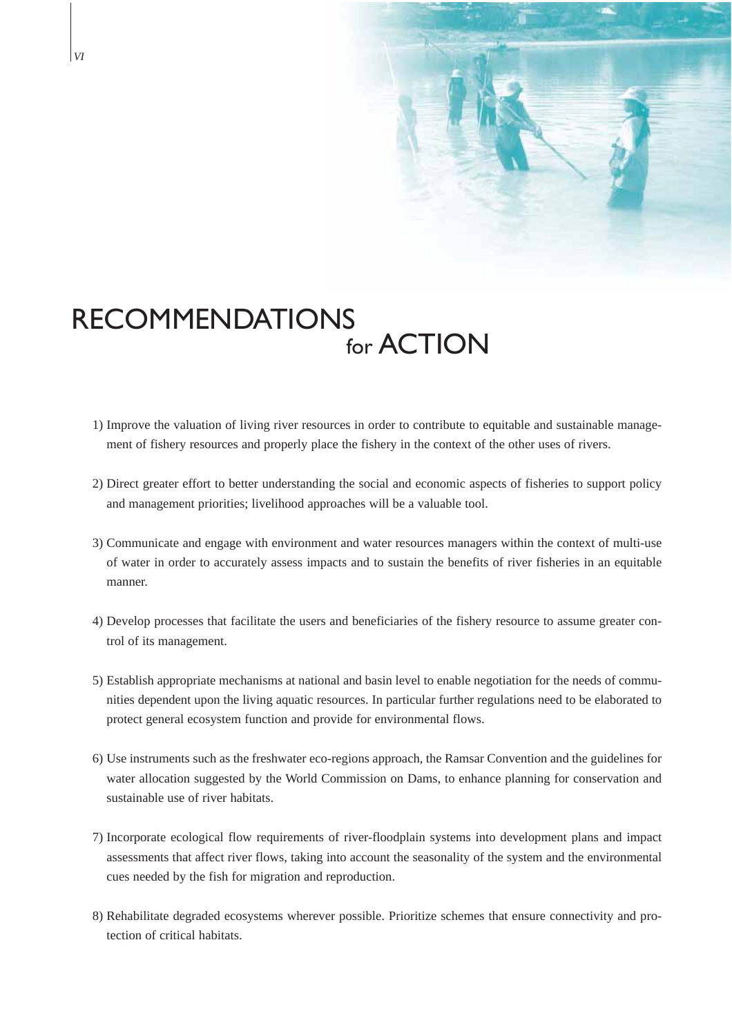# RECOMMENDATIONS for ACTION

1) Improve the valuation of living river resources in order to contribute to equitable and sustainable management of fishery resources and properly place the fishery in the context of the other uses of rivers.

2) Direct greater effort to better understanding the social and economic aspects of fisheries to support policy and management priorities; livelihood approaches will be a valuable tool.

3) Communicate and engage with environment and water resources managers within the context of multi-use of water in order to accurately assess impacts and to sustain the benefits of river fisheries in an equitable manner.

4) Develop processes that facilitate the users and beneficiaries of the fishery resource to assume greater control of its management.

5) Establish appropriate mechanisms at national and basin level to enable negotiation for the needs of communities dependent upon the living aquatic resources. In particular further regulations need to be elaborated to protect general ecosystem function and provide for environmental flows.

6) Use instruments such as the freshwater eco-regions approach, the Ramsar Convention and the guidelines for water allocation suggested by the World Commission on Dams, to enhance planning for conservation and sustainable use of river habitats.

7) Incorporate ecological flow requirements of river-floodplain systems into development plans and impact assessments that affect river flows, taking into account the seasonality of the system and the environmental cues needed by the fish for migration and reproduction.

8) Rehabilitate degraded ecosystems wherever possible. Prioritize schemes that ensure connectivity and protection of critical habitats.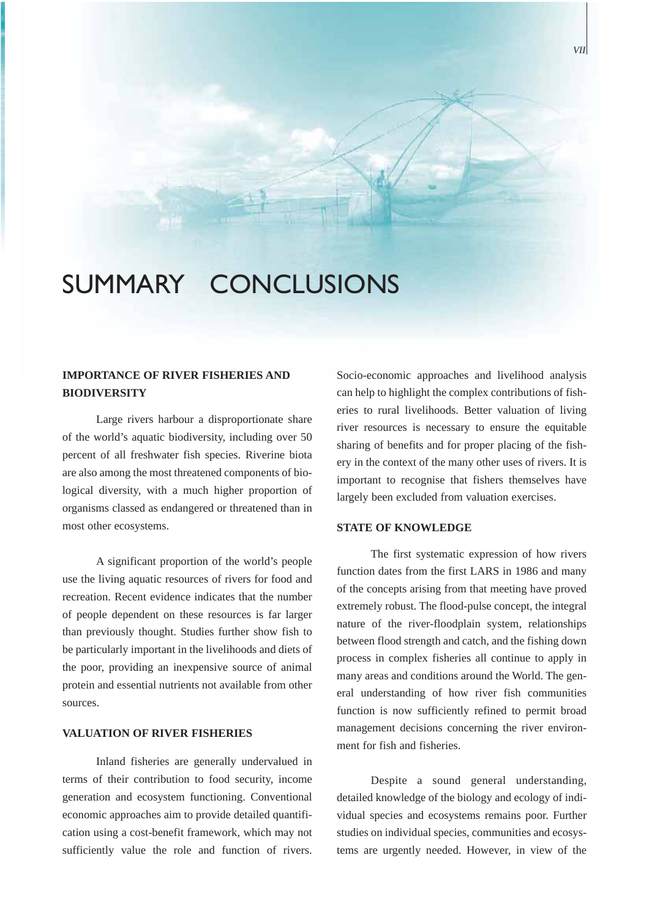# SUMMARY CONCLUSIONS

## IMPORTANCE OF RIVER FISHERIES AND BIODIVERSITY

Large rivers harbour a disproportionate share of the world's aquatic biodiversity, including over 50 percent of all freshwater fish species. Riverine biota are also among the most threatened components of biological diversity, with a much higher proportion of organisms classed as endangered or threatened than in most other ecosystems.

A significant proportion of the world's people use the living aquatic resources of rivers for food and recreation. Recent evidence indicates that the number of people dependent on these resources is far larger than previously thought. Studies further show fish to be particularly important in the livelihoods and diets of the poor, providing an inexpensive source of animal protein and essential nutrients not available from other sources.

## VALUATION OF RIVER FISHERIES

Inland fisheries are generally undervalued in terms of their contribution to food security, income generation and ecosystem functioning. Conventional economic approaches aim to provide detailed quantification using a cost-benefit framework, which may not sufficiently value the role and function of rivers. Socio-economic approaches and livelihood analysis can help to highlight the complex contributions of fisheries to rural livelihoods. Better valuation of living river resources is necessary to ensure the equitable sharing of benefits and for proper placing of the fishery in the context of the many other uses of rivers. It is important to recognise that fishers themselves have largely been excluded from valuation exercises.

## STATE OF KNOWLEDGE

The first systematic expression of how rivers function dates from the first LARS in 1986 and many of the concepts arising from that meeting have proved extremely robust. The flood-pulse concept, the integral nature of the river-floodplain system, relationships between flood strength and catch, and the fishing down process in complex fisheries all continue to apply in many areas and conditions around the World. The general understanding of how river fish communities function is now sufficiently refined to permit broad management decisions concerning the river environment for fish and fisheries.

Despite a sound general understanding, detailed knowledge of the biology and ecology of individual species and ecosystems remains poor. Further studies on individual species, communities and ecosystems are urgently needed. However, in view of the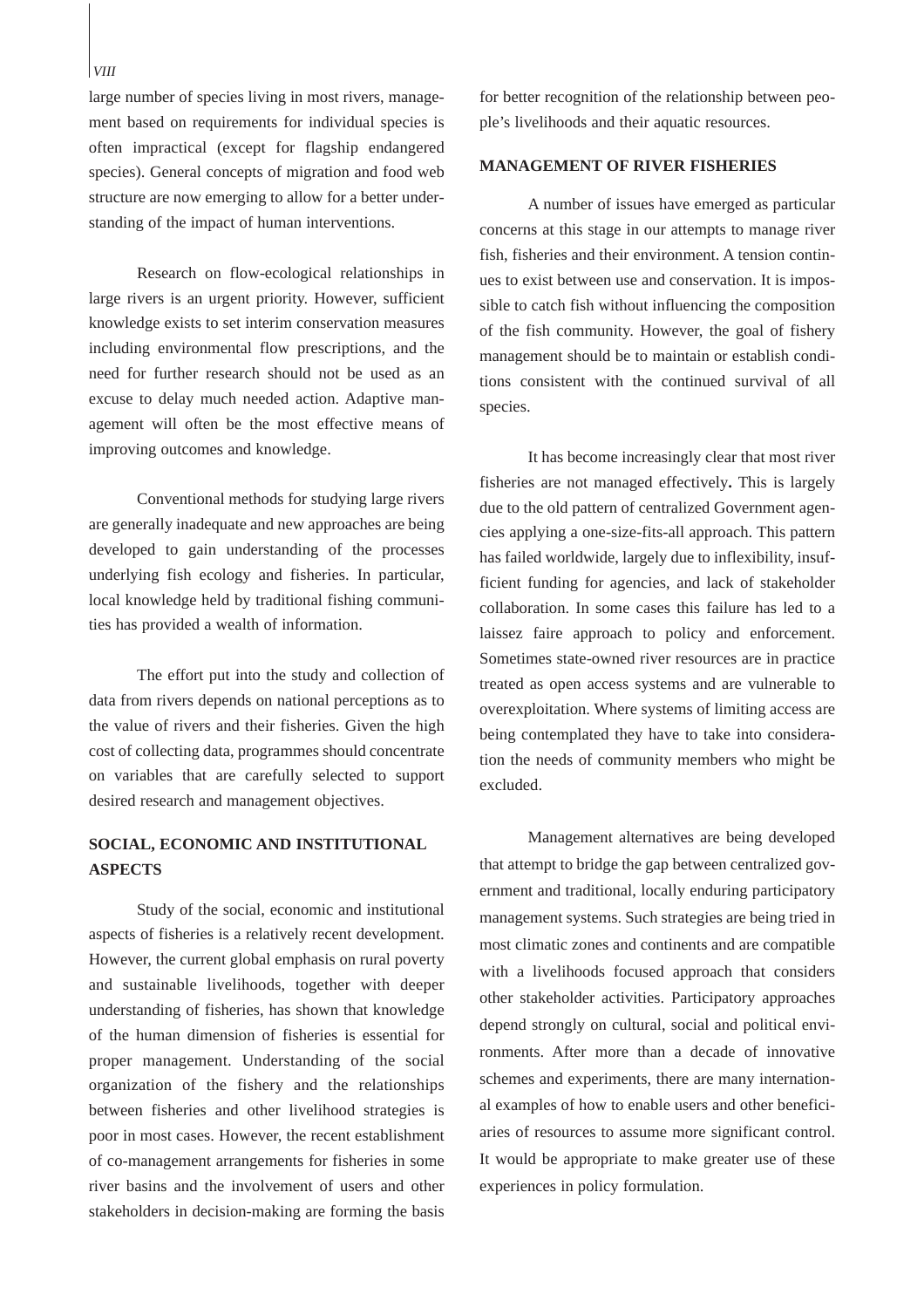large number of species living in most rivers, management based on requirements for individual species is often impractical (except for flagship endangered species). General concepts of migration and food web structure are now emerging to allow for a better understanding of the impact of human interventions.

Research on flow-ecological relationships in large rivers is an urgent priority. However, sufficient knowledge exists to set interim conservation measures including environmental flow prescriptions, and the need for further research should not be used as an excuse to delay much needed action. Adaptive management will often be the most effective means of improving outcomes and knowledge.

Conventional methods for studying large rivers are generally inadequate and new approaches are being developed to gain understanding of the processes underlying fish ecology and fisheries. In particular, local knowledge held by traditional fishing communities has provided a wealth of information.

The effort put into the study and collection of data from rivers depends on national perceptions as to the value of rivers and their fisheries. Given the high cost of collecting data, programmes should concentrate on variables that are carefully selected to support desired research and management objectives.

## SOCIAL, ECONOMIC AND INSTITUTIONAL ASPECTS

Study of the social, economic and institutional aspects of fisheries is a relatively recent development. However, the current global emphasis on rural poverty and sustainable livelihoods, together with deeper understanding of fisheries, has shown that knowledge of the human dimension of fisheries is essential for proper management. Understanding of the social organization of the fishery and the relationships between fisheries and other livelihood strategies is poor in most cases. However, the recent establishment of co-management arrangements for fisheries in some river basins and the involvement of users and other stakeholders in decision-making are forming the basis for better recognition of the relationship between people's livelihoods and their aquatic resources.

## MANAGEMENT OF RIVER FISHERIES

A number of issues have emerged as particular concerns at this stage in our attempts to manage river fish, fisheries and their environment. A tension continues to exist between use and conservation. It is impossible to catch fish without influencing the composition of the fish community. However, the goal of fishery management should be to maintain or establish conditions consistent with the continued survival of all species.

It has become increasingly clear that most river fisheries are not managed effectively**.** This is largely due to the old pattern of centralized Government agencies applying a one-size-fits-all approach. This pattern has failed worldwide, largely due to inflexibility, insufficient funding for agencies, and lack of stakeholder collaboration. In some cases this failure has led to a laissez faire approach to policy and enforcement. Sometimes state-owned river resources are in practice treated as open access systems and are vulnerable to overexploitation. Where systems of limiting access are being contemplated they have to take into consideration the needs of community members who might be excluded.

Management alternatives are being developed that attempt to bridge the gap between centralized government and traditional, locally enduring participatory management systems. Such strategies are being tried in most climatic zones and continents and are compatible with a livelihoods focused approach that considers other stakeholder activities. Participatory approaches depend strongly on cultural, social and political environments. After more than a decade of innovative schemes and experiments, there are many international examples of how to enable users and other beneficiaries of resources to assume more significant control. It would be appropriate to make greater use of these experiences in policy formulation.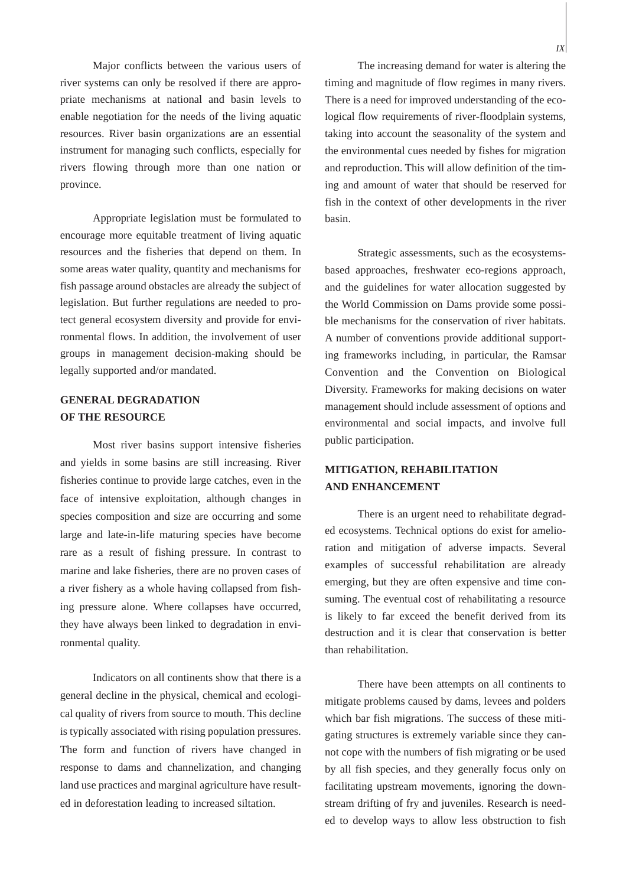Major conflicts between the various users of river systems can only be resolved if there are appropriate mechanisms at national and basin levels to enable negotiation for the needs of the living aquatic resources. River basin organizations are an essential instrument for managing such conflicts, especially for rivers flowing through more than one nation or province.

Appropriate legislation must be formulated to encourage more equitable treatment of living aquatic resources and the fisheries that depend on them. In some areas water quality, quantity and mechanisms for fish passage around obstacles are already the subject of legislation. But further regulations are needed to protect general ecosystem diversity and provide for environmental flows. In addition, the involvement of user groups in management decision-making should be legally supported and/or mandated.

## GENERAL DEGRADATION OF THE RESOURCE

Most river basins support intensive fisheries and yields in some basins are still increasing. River fisheries continue to provide large catches, even in the face of intensive exploitation, although changes in species composition and size are occurring and some large and late-in-life maturing species have become rare as a result of fishing pressure. In contrast to marine and lake fisheries, there are no proven cases of a river fishery as a whole having collapsed from fishing pressure alone. Where collapses have occurred, they have always been linked to degradation in environmental quality.

Indicators on all continents show that there is a general decline in the physical, chemical and ecological quality of rivers from source to mouth. This decline is typically associated with rising population pressures. The form and function of rivers have changed in response to dams and channelization, and changing land use practices and marginal agriculture have resulted in deforestation leading to increased siltation.

The increasing demand for water is altering the timing and magnitude of flow regimes in many rivers. There is a need for improved understanding of the ecological flow requirements of river-floodplain systems, taking into account the seasonality of the system and the environmental cues needed by fishes for migration and reproduction. This will allow definition of the timing and amount of water that should be reserved for fish in the context of other developments in the river basin.

Strategic assessments, such as the ecosystems-based approaches, freshwater eco-regions approach, and the guidelines for water allocation suggested by the World Commission on Dams provide some possible mechanisms for the conservation of river habitats. A number of conventions provide additional supporting frameworks including, in particular, the Ramsar Convention and the Convention on Biological Diversity. Frameworks for making decisions on water management should include assessment of options and environmental and social impacts, and involve full public participation.

## MITIGATION, REHABILITATION AND ENHANCEMENT

There is an urgent need to rehabilitate degraded ecosystems. Technical options do exist for amelioration and mitigation of adverse impacts. Several examples of successful rehabilitation are already emerging, but they are often expensive and time consuming. The eventual cost of rehabilitating a resource is likely to far exceed the benefit derived from its destruction and it is clear that conservation is better than rehabilitation.

There have been attempts on all continents to mitigate problems caused by dams, levees and polders which bar fish migrations. The success of these mitigating structures is extremely variable since they cannot cope with the numbers of fish migrating or be used by all fish species, and they generally focus only on facilitating upstream movements, ignoring the downstream drifting of fry and juveniles. Research is needed to develop ways to allow less obstruction to fish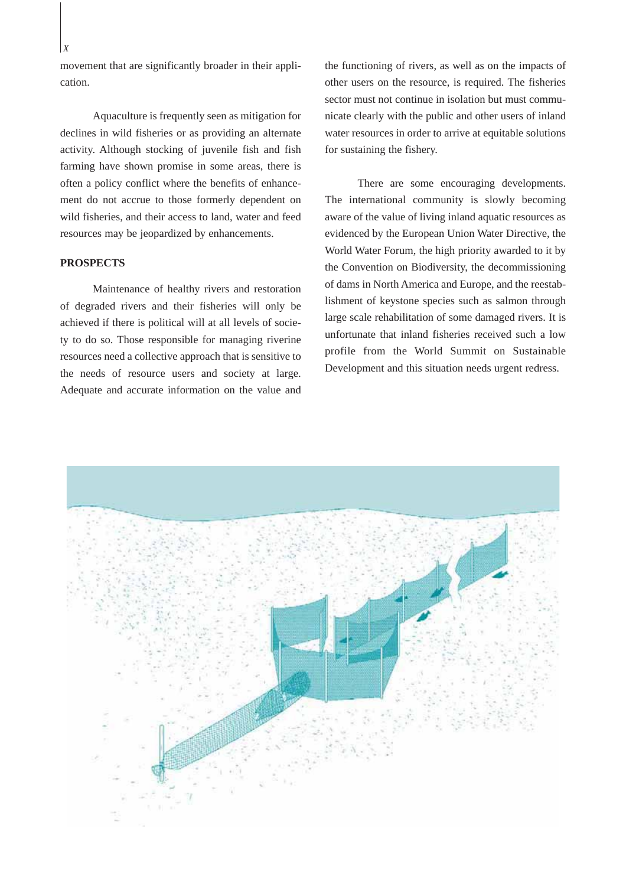movement that are significantly broader in their application.

Aquaculture is frequently seen as mitigation for declines in wild fisheries or as providing an alternate activity. Although stocking of juvenile fish and fish farming have shown promise in some areas, there is often a policy conflict where the benefits of enhancement do not accrue to those formerly dependent on wild fisheries, and their access to land, water and feed resources may be jeopardized by enhancements.

**PROSPECTS**

Maintenance of healthy rivers and restoration of degraded rivers and their fisheries will only be achieved if there is political will at all levels of society to do so. Those responsible for managing riverine resources need a collective approach that is sensitive to the needs of resource users and society at large. Adequate and accurate information on the value and the functioning of rivers, as well as on the impacts of other users on the resource, is required. The fisheries sector must not continue in isolation but must communicate clearly with the public and other users of inland water resources in order to arrive at equitable solutions for sustaining the fishery.

There are some encouraging developments. The international community is slowly becoming aware of the value of living inland aquatic resources as evidenced by the European Union Water Directive, the World Water Forum, the high priority awarded to it by the Convention on Biodiversity, the decommissioning of dams in North America and Europe, and the reestablishment of keystone species such as salmon through large scale rehabilitation of some damaged rivers. It is unfortunate that inland fisheries received such a low profile from the World Summit on Sustainable Development and this situation needs urgent redress.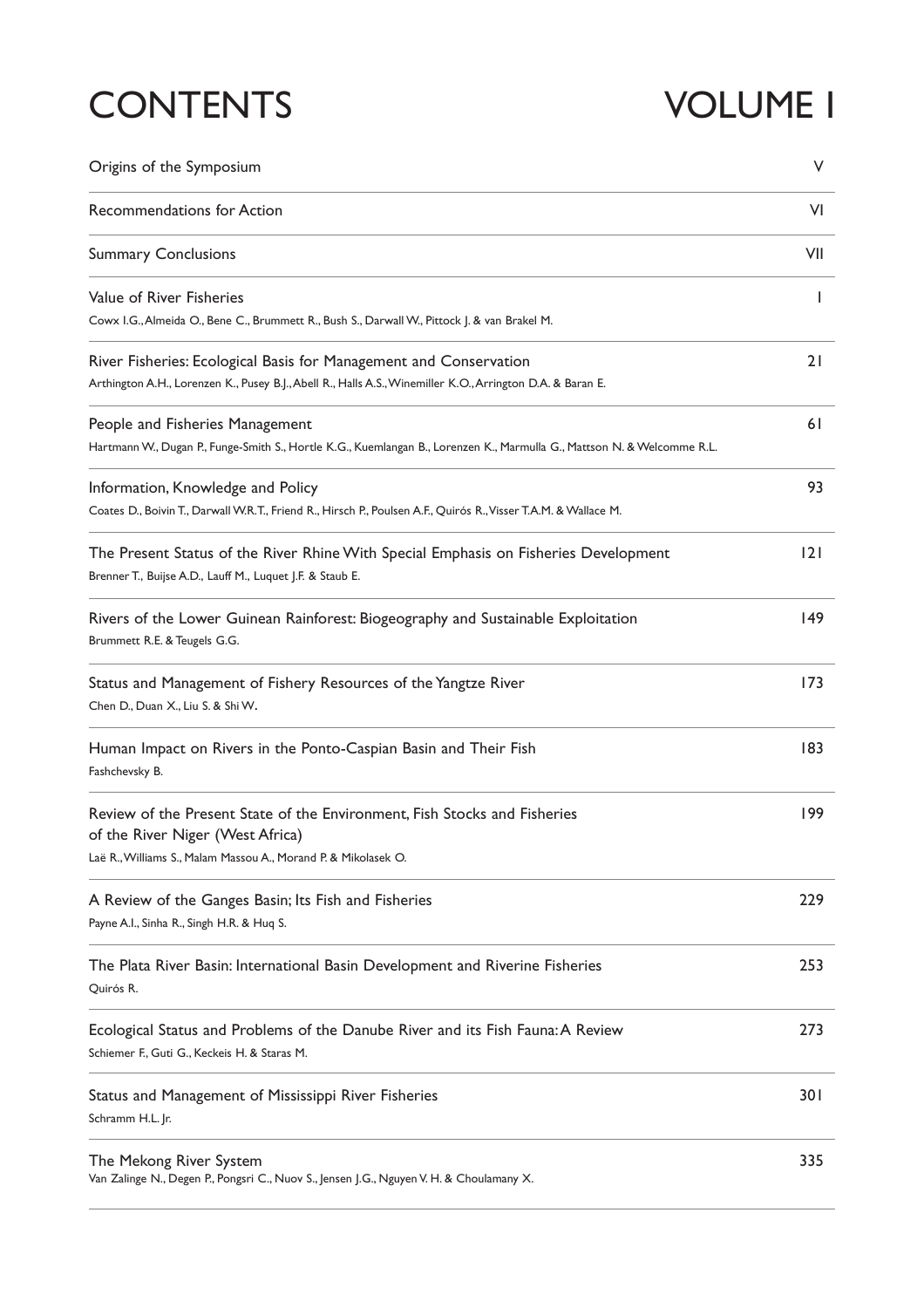# CONTENTS VOLUME I

| | |
|---|---|
| Origins of the Symposium | V |
| Recommendations for Action | VI |
| Summary Conclusions | VII |
| Value of River Fisheries<br>Cowx I.G., Almeida O., Bene C., Brummett R., Bush S., Darwall W., Pittock J. & van Brakel M. | 1 |
| River Fisheries: Ecological Basis for Management and Conservation<br>Arthington A.H., Lorenzen K., Pusey B.J., Abell R., Halls A.S., Winemiller K.O., Arrington D.A. & Baran E. | 21 |
| People and Fisheries Management<br>Hartmann W., Dugan P., Funge-Smith S., Hortle K.G., Kuemlangan B., Lorenzen K., Marmulla G., Mattson N. & Welcomme R.L. | 61 |
| Information, Knowledge and Policy<br>Coates D., Boivin T., Darwall W.R.T., Friend R., Hirsch P., Poulsen A.F., Quirós R., Visser T.A.M. & Wallace M. | 93 |
| The Present Status of the River Rhine With Special Emphasis on Fisheries Development<br>Brenner T., Buijse A.D., Lauff M., Luquet J.F. & Staub E. | 121 |
| Rivers of the Lower Guinean Rainforest: Biogeography and Sustainable Exploitation<br>Brummett R.E. & Teugels G.G. | 149 |
| Status and Management of Fishery Resources of the Yangtze River<br>Chen D., Duan X., Liu S. & Shi W. | 173 |
| Human Impact on Rivers in the Ponto-Caspian Basin and Their Fish<br>Fashchevsky B. | 183 |
| Review of the Present State of the Environment, Fish Stocks and Fisheries of the River Niger (West Africa)<br>Laë R., Williams S., Malam Massou A., Morand P. & Mikolasek O. | 199 |
| A Review of the Ganges Basin; Its Fish and Fisheries<br>Payne A.I., Sinha R., Singh H.R. & Huq S. | 229 |
| The Plata River Basin: International Basin Development and Riverine Fisheries<br>Quirós R. | 253 |
| Ecological Status and Problems of the Danube River and its Fish Fauna: A Review<br>Schiemer F., Guti G., Keckeis H. & Staras M. | 273 |
| Status and Management of Mississippi River Fisheries<br>Schramm H.L. Jr. | 301 |
| The Mekong River System<br>Van Zalinge N., Degen P., Pongsri C., Nuov S., Jensen J.G., Nguyen V. H. & Choulamany X. | 335 |